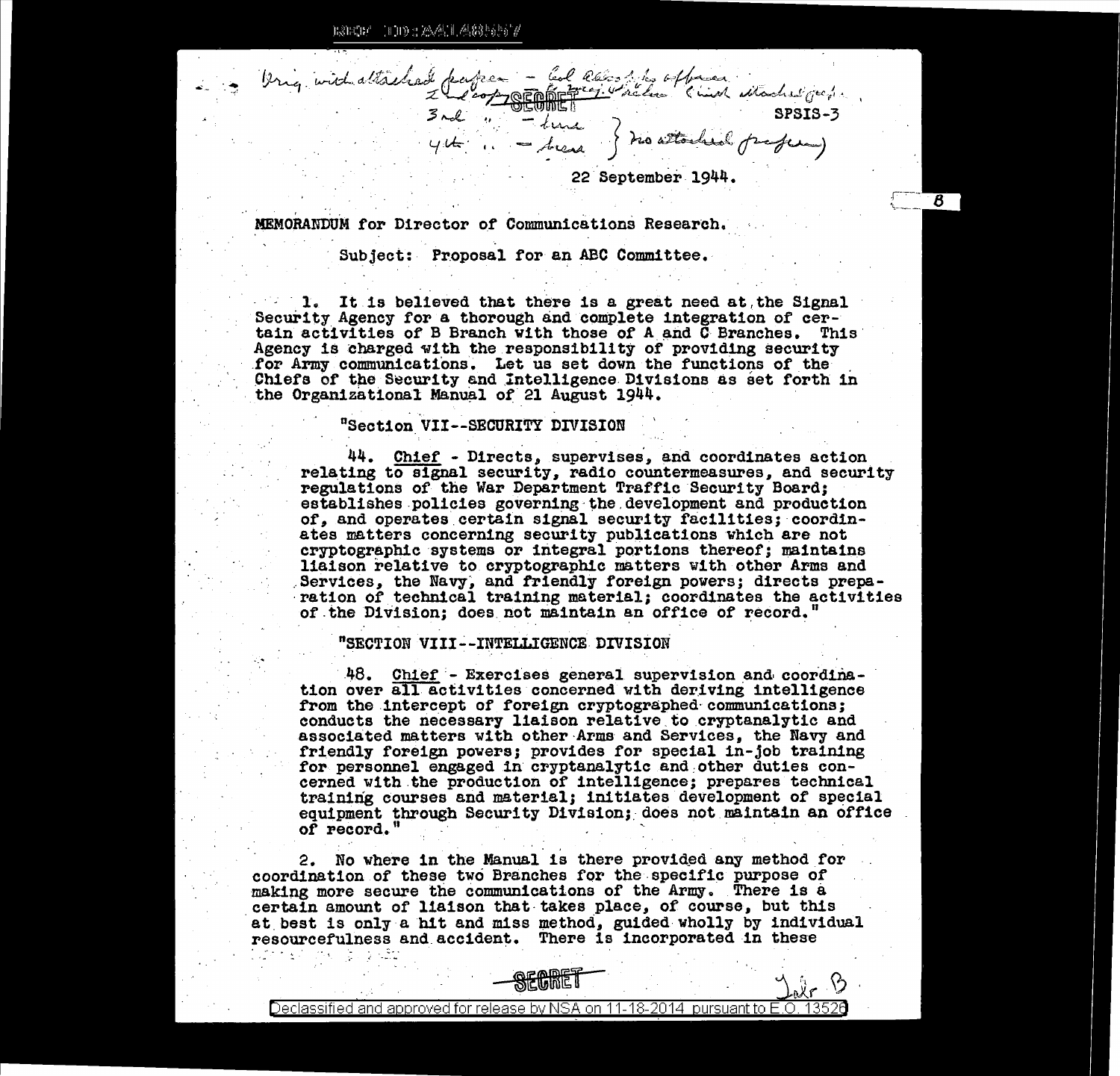Orig. with attached papers - Col. ... office
2nd copy ... (with attached papers)
3rd " - ...
4th " - ... } no attached papers)

SECRET

SPSIS-3

22 September 1944.

MEMORANDUM for Director of Communications Research.

Subject: Proposal for an ABC Committee.

1. It is believed that there is a great need at the Signal Security Agency for a thorough and complete integration of certain activities of B Branch with those of A and C Branches. This Agency is charged with the responsibility of providing security for Army communications. Let us set down the functions of the Chiefs of the Security and Intelligence Divisions as set forth in the Organizational Manual of 21 August 1944.

> "Section VII--SECURITY DIVISION
>
> 44. Chief - Directs, supervises, and coordinates action relating to signal security, radio countermeasures, and security regulations of the War Department Traffic Security Board; establishes policies governing the development and production of, and operates certain signal security facilities; coordinates matters concerning security publications which are not cryptographic systems or integral portions thereof; maintains liaison relative to cryptographic matters with other Arms and Services, the Navy, and friendly foreign powers; directs preparation of technical training material; coordinates the activities of the Division; does not maintain an office of record."
>
> "SECTION VIII--INTELLIGENCE DIVISION
>
> 48. Chief - Exercises general supervision and coordination over all activities concerned with deriving intelligence from the intercept of foreign cryptographed communications; conducts the necessary liaison relative to cryptanalytic and associated matters with other Arms and Services, the Navy and friendly foreign powers; provides for special in-job training for personnel engaged in cryptanalytic and other duties concerned with the production of intelligence; prepares technical training courses and material; initiates development of special equipment through Security Division; does not maintain an office of record."

2. No where in the Manual is there provided any method for coordination of these two Branches for the specific purpose of making more secure the communications of the Army. There is a certain amount of liaison that takes place, of course, but this at best is only a hit and miss method, guided wholly by individual resourcefulness and accident. There is incorporated in these

SECRET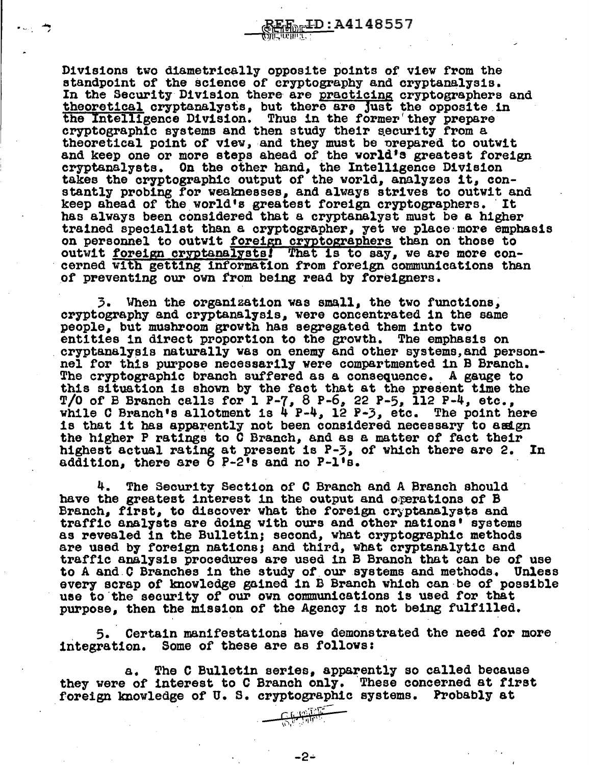Divisions two diametrically opposite points of view from the standpoint of the science of cryptography and cryptanalysis. In the Security Division there are practicing cryptographers and theoretical cryptanalysts, but there are just the opposite in the Intelligence Division. Thus in the former they prepare cryptographic systems and then study their security from a theoretical point of view, and they must be prepared to outwit and keep one or more steps ahead of the world's greatest foreign cryptanalysts. On the other hand, the Intelligence Division takes the cryptographic output of the world, analyzes it, constantly probing for weaknesses, and always strives to outwit and keep ahead of the world's greatest foreign cryptographers. It has always been considered that a cryptanalyst must be a higher trained specialist than a cryptographer, yet we place more emphasis on personnel to outwit foreign cryptographers than on those to outwit foreign cryptanalysts! That is to say, we are more concerned with getting information from foreign communications than of preventing our own from being read by foreigners.

3. When the organization was small, the two functions, cryptography and cryptanalysis, were concentrated in the same people, but mushroom growth has segregated them into two entities in direct proportion to the growth. The emphasis on cryptanalysis naturally was on enemy and other systems, and personnel for this purpose necessarily were compartmented in B Branch. The cryptographic branch suffered as a consequence. A gauge to this situation is shown by the fact that at the present time the T/O of B Branch calls for 1 P-7, 8 P-6, 22 P-5, 112 P-4, etc., while C Branch's allotment is 4 P-4, 12 P-3, etc. The point here is that it has apparently not been considered necessary to assign the higher P ratings to C Branch, and as a matter of fact their highest actual rating at present is P-3, of which there are 2. In addition, there are 6 P-2's and no P-1's.

4. The Security Section of C Branch and A Branch should have the greatest interest in the output and operations of B Branch, first, to discover what the foreign cryptanalysts and traffic analysts are doing with ours and other nations' systems as revealed in the Bulletin; second, what cryptographic methods are used by foreign nations; and third, what cryptanalytic and traffic analysis procedures are used in B Branch that can be of use to A and C Branches in the study of our systems and methods. Unless every scrap of knowledge gained in B Branch which can be of possible use to the security of our own communications is used for that purpose, then the mission of the Agency is not being fulfilled.

5. Certain manifestations have demonstrated the need for more integration. Some of these are as follows:

a. The C Bulletin series, apparently so called because they were of interest to C Branch only. These concerned at first foreign knowledge of U. S. cryptographic systems. Probably at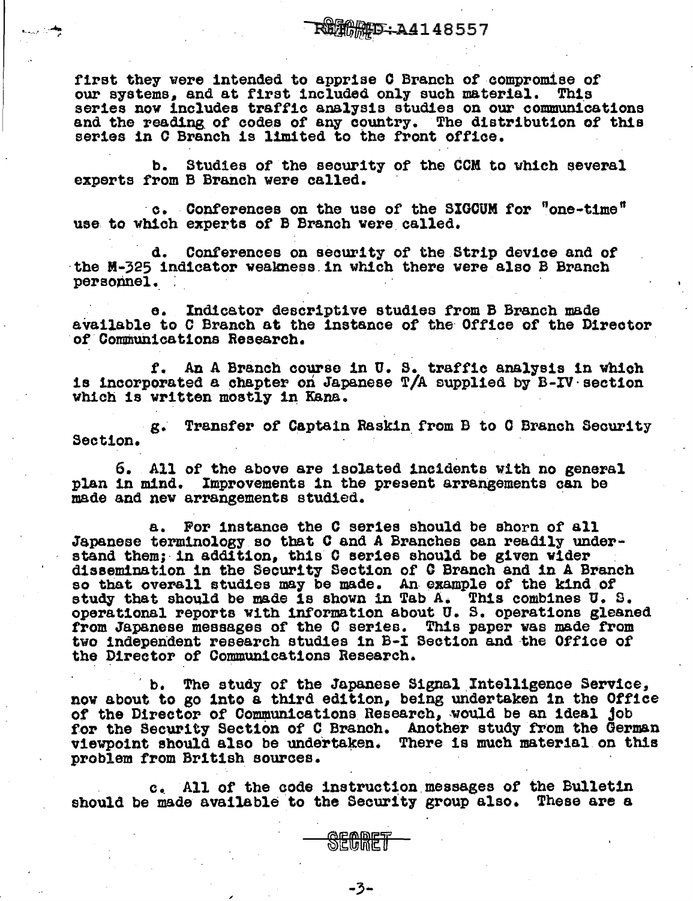first they were intended to apprise C Branch of compromise of our systems, and at first included only such material. This series now includes traffic analysis studies on our communications and the reading of codes of any country. The distribution of this series in C Branch is limited to the front office.

b. Studies of the security of the CCM to which several experts from B Branch were called.

c. Conferences on the use of the SIGCUM for "one-time" use to which experts of B Branch were called.

d. Conferences on security of the Strip device and of the M-325 indicator weakness in which there were also B Branch personnel.

e. Indicator descriptive studies from B Branch made available to C Branch at the instance of the Office of the Director of Communications Research.

f. An A Branch course in U. S. traffic analysis in which is incorporated a chapter on Japanese T/A supplied by B-IV section which is written mostly in Kana.

g. Transfer of Captain Raskin from B to C Branch Security Section.

6. All of the above are isolated incidents with no general plan in mind. Improvements in the present arrangements can be made and new arrangements studied.

a. For instance the C series should be shorn of all Japanese terminology so that C and A Branches can readily understand them; in addition, this C series should be given wider dissemination in the Security Section of C Branch and in A Branch so that overall studies may be made. An example of the kind of study that should be made is shown in Tab A. This combines U. S. operational reports with information about U. S. operations gleaned from Japanese messages of the C series. This paper was made from two independent research studies in B-I Section and the Office of the Director of Communications Research.

b. The study of the Japanese Signal Intelligence Service, now about to go into a third edition, being undertaken in the Office of the Director of Communications Research, would be an ideal job for the Security Section of C Branch. Another study from the German viewpoint should also be undertaken. There is much material on this problem from British sources.

c. All of the code instruction messages of the Bulletin should be made available to the Security group also. These are a

SECRET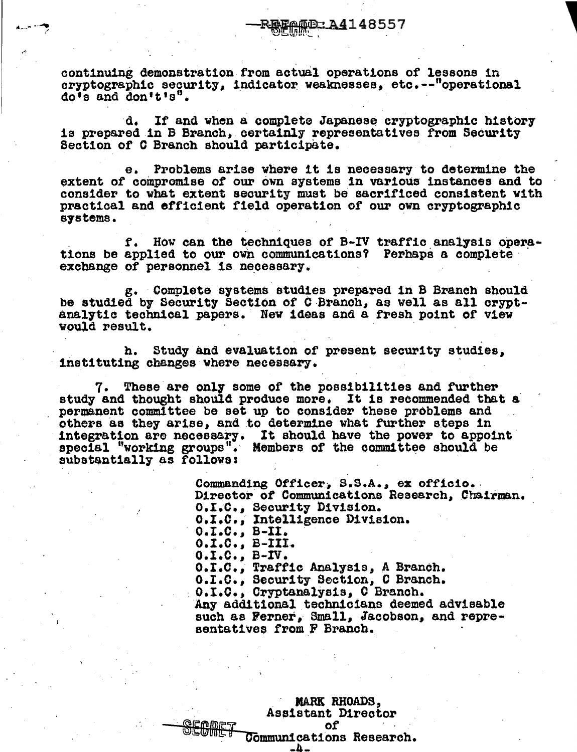continuing demonstration from actual operations of lessons in cryptographic security, indicator weaknesses, etc.--"operational do's and don't's".

d. If and when a complete Japanese cryptographic history is prepared in B Branch, certainly representatives from Security Section of C Branch should participate.

e. Problems arise where it is necessary to determine the extent of compromise of our own systems in various instances and to consider to what extent security must be sacrificed consistent with practical and efficient field operation of our own cryptographic systems.

f. How can the techniques of B-IV traffic analysis operations be applied to our own communications? Perhaps a complete exchange of personnel is necessary.

g. Complete systems studies prepared in B Branch should be studied by Security Section of C Branch, as well as all cryptanalytic technical papers. New ideas and a fresh point of view would result.

h. Study and evaluation of present security studies, instituting changes where necessary.

7. These are only some of the possibilities and further study and thought should produce more. It is recommended that a permanent committee be set up to consider these problems and others as they arise, and to determine what further steps in integration are necessary. It should have the power to appoint special "working groups". Members of the committee should be substantially as follows:

Commanding Officer, S.S.A., ex officio.
Director of Communications Research, Chairman.
O.I.C., Security Division.
O.I.C., Intelligence Division.
O.I.C., B-II.
O.I.C., B-III.
O.I.C., B-IV.
O.I.C., Traffic Analysis, A Branch.
O.I.C., Security Section, C Branch.
O.I.C., Cryptanalysis, C Branch.
Any additional technicians deemed advisable such as Ferner, Small, Jacobson, and representatives from F Branch.

MARK RHOADS,
Assistant Director
of
Communications Research.